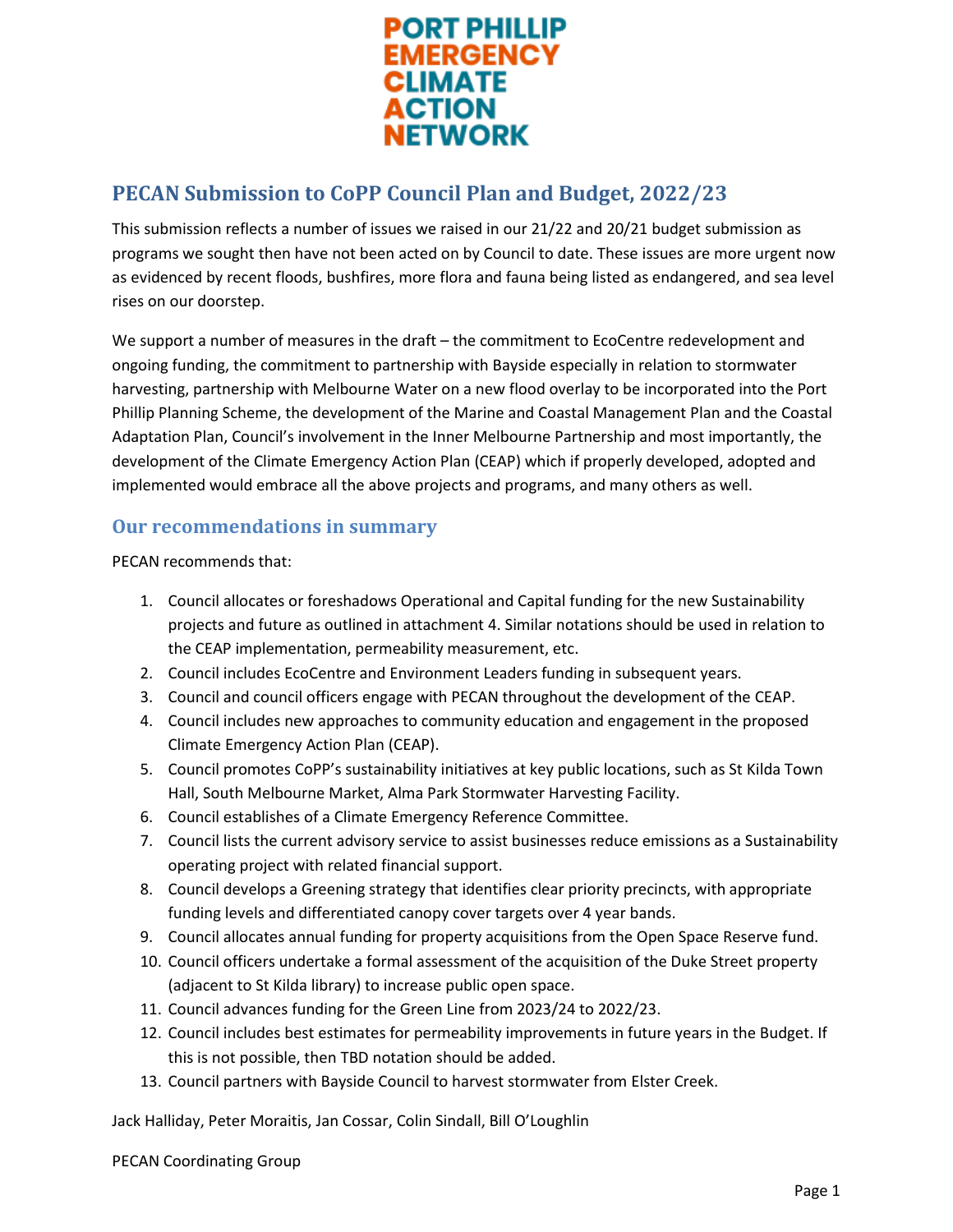PORT PHILLIP EMERGENCY CLIMATE ACTION NETWORK

# PECAN Submission to CoPP Council Plan and Budget, 2022/23

This submission reflects a number of issues we raised in our 21/22 and 20/21 budget submission as programs we sought then have not been acted on by Council to date. These issues are more urgent now as evidenced by recent floods, bushfires, more flora and fauna being listed as endangered, and sea level rises on our doorstep.

We support a number of measures in the draft – the commitment to EcoCentre redevelopment and ongoing funding, the commitment to partnership with Bayside especially in relation to stormwater harvesting, partnership with Melbourne Water on a new flood overlay to be incorporated into the Port Phillip Planning Scheme, the development of the Marine and Coastal Management Plan and the Coastal Adaptation Plan, Council's involvement in the Inner Melbourne Partnership and most importantly, the development of the Climate Emergency Action Plan (CEAP) which if properly developed, adopted and implemented would embrace all the above projects and programs, and many others as well.

## Our recommendations in summary

PECAN recommends that:

1. Council allocates or foreshadows Operational and Capital funding for the new Sustainability projects and future as outlined in attachment 4. Similar notations should be used in relation to the CEAP implementation, permeability measurement, etc.
2. Council includes EcoCentre and Environment Leaders funding in subsequent years.
3. Council and council officers engage with PECAN throughout the development of the CEAP.
4. Council includes new approaches to community education and engagement in the proposed Climate Emergency Action Plan (CEAP).
5. Council promotes CoPP's sustainability initiatives at key public locations, such as St Kilda Town Hall, South Melbourne Market, Alma Park Stormwater Harvesting Facility.
6. Council establishes of a Climate Emergency Reference Committee.
7. Council lists the current advisory service to assist businesses reduce emissions as a Sustainability operating project with related financial support.
8. Council develops a Greening strategy that identifies clear priority precincts, with appropriate funding levels and differentiated canopy cover targets over 4 year bands.
9. Council allocates annual funding for property acquisitions from the Open Space Reserve fund.
10. Council officers undertake a formal assessment of the acquisition of the Duke Street property (adjacent to St Kilda library) to increase public open space.
11. Council advances funding for the Green Line from 2023/24 to 2022/23.
12. Council includes best estimates for permeability improvements in future years in the Budget. If this is not possible, then TBD notation should be added.
13. Council partners with Bayside Council to harvest stormwater from Elster Creek.

Jack Halliday, Peter Moraitis, Jan Cossar, Colin Sindall, Bill O'Loughlin

PECAN Coordinating Group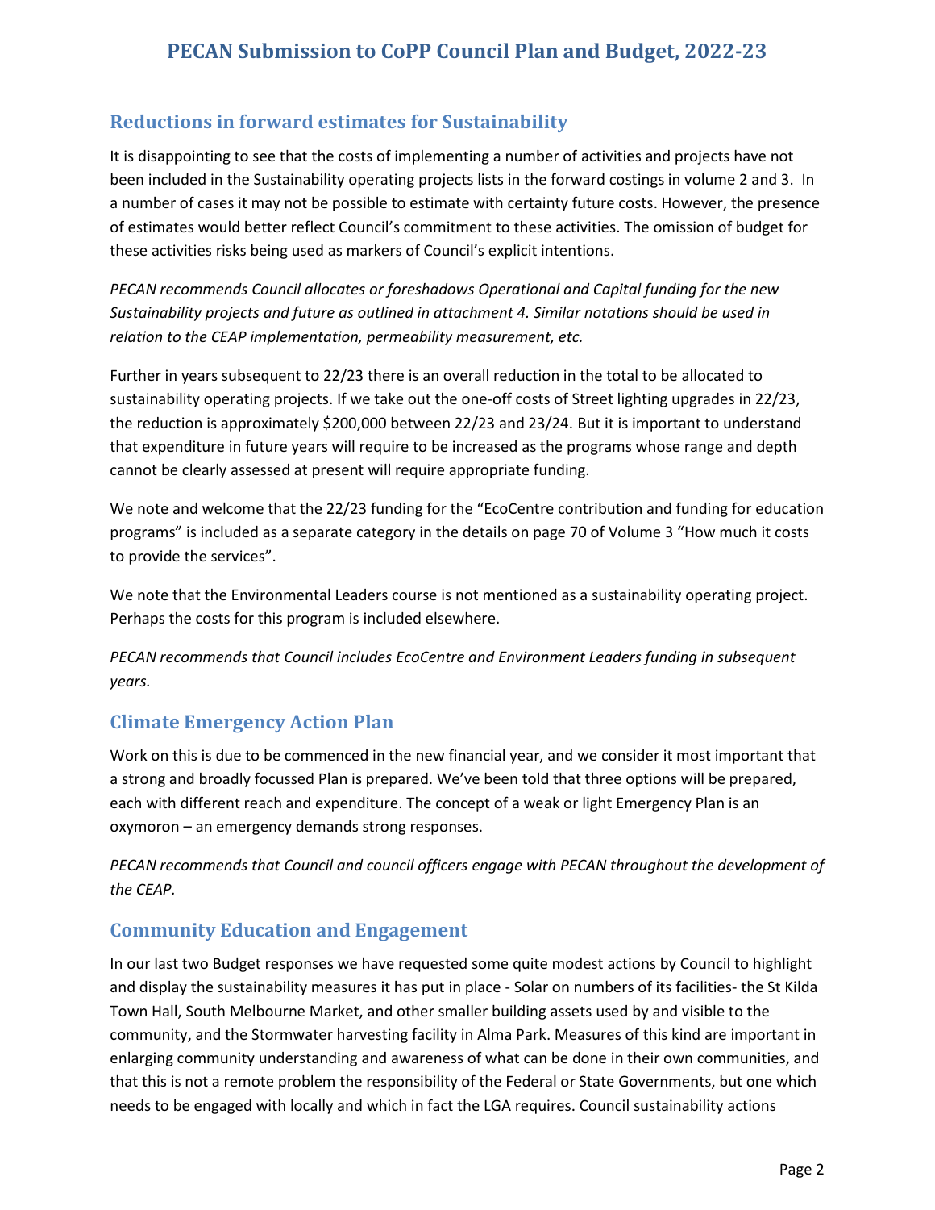## Reductions in forward estimates for Sustainability

It is disappointing to see that the costs of implementing a number of activities and projects have not been included in the Sustainability operating projects lists in the forward costings in volume 2 and 3. In a number of cases it may not be possible to estimate with certainty future costs. However, the presence of estimates would better reflect Council's commitment to these activities. The omission of budget for these activities risks being used as markers of Council's explicit intentions.

*PECAN recommends Council allocates or foreshadows Operational and Capital funding for the new Sustainability projects and future as outlined in attachment 4. Similar notations should be used in relation to the CEAP implementation, permeability measurement, etc.*

Further in years subsequent to 22/23 there is an overall reduction in the total to be allocated to sustainability operating projects. If we take out the one-off costs of Street lighting upgrades in 22/23, the reduction is approximately $200,000 between 22/23 and 23/24. But it is important to understand that expenditure in future years will require to be increased as the programs whose range and depth cannot be clearly assessed at present will require appropriate funding.

We note and welcome that the 22/23 funding for the "EcoCentre contribution and funding for education programs" is included as a separate category in the details on page 70 of Volume 3 "How much it costs to provide the services".

We note that the Environmental Leaders course is not mentioned as a sustainability operating project. Perhaps the costs for this program is included elsewhere.

*PECAN recommends that Council includes EcoCentre and Environment Leaders funding in subsequent years.*

## Climate Emergency Action Plan

Work on this is due to be commenced in the new financial year, and we consider it most important that a strong and broadly focussed Plan is prepared. We've been told that three options will be prepared, each with different reach and expenditure. The concept of a weak or light Emergency Plan is an oxymoron – an emergency demands strong responses.

*PECAN recommends that Council and council officers engage with PECAN throughout the development of the CEAP.*

## Community Education and Engagement

In our last two Budget responses we have requested some quite modest actions by Council to highlight and display the sustainability measures it has put in place - Solar on numbers of its facilities- the St Kilda Town Hall, South Melbourne Market, and other smaller building assets used by and visible to the community, and the Stormwater harvesting facility in Alma Park. Measures of this kind are important in enlarging community understanding and awareness of what can be done in their own communities, and that this is not a remote problem the responsibility of the Federal or State Governments, but one which needs to be engaged with locally and which in fact the LGA requires. Council sustainability actions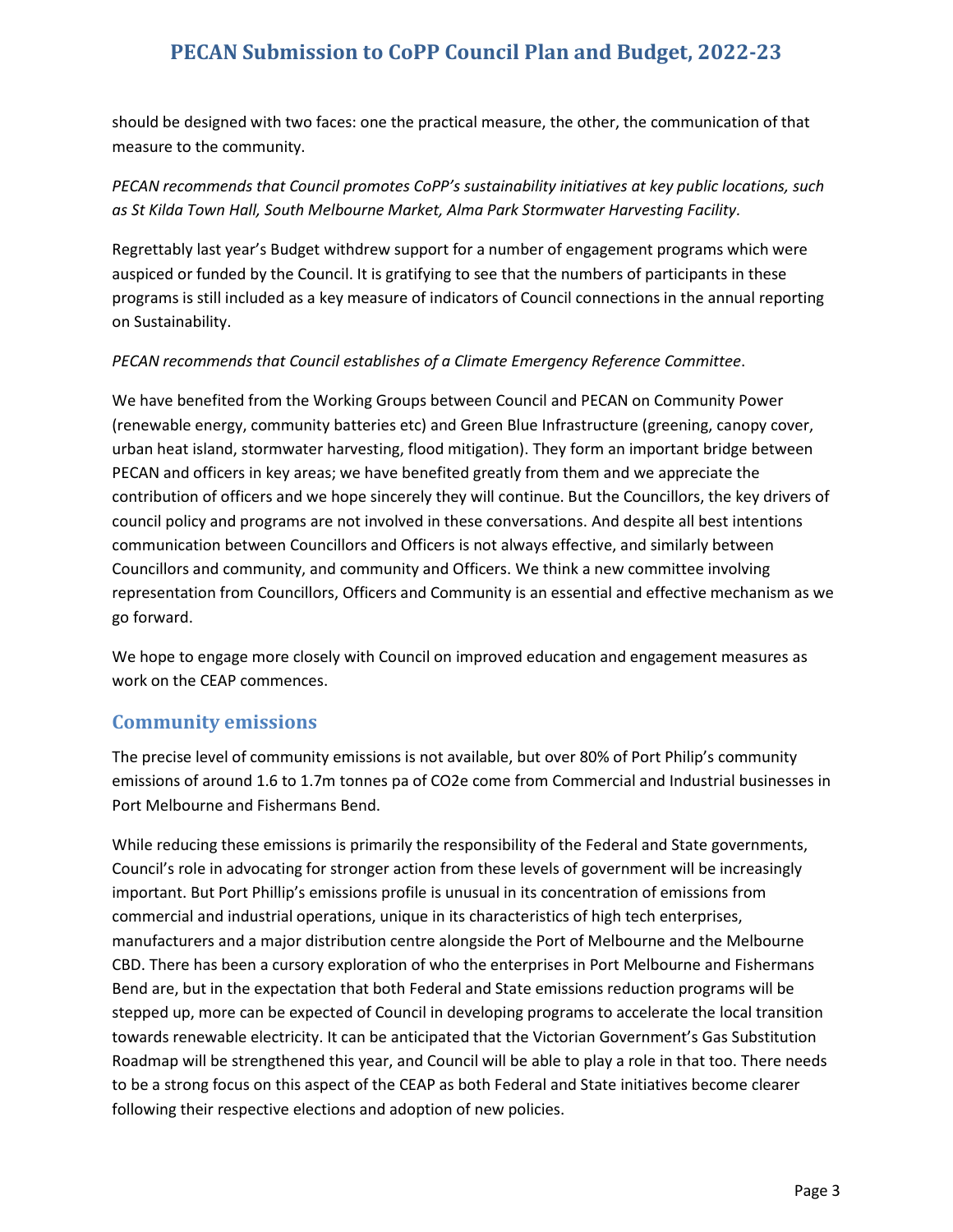should be designed with two faces: one the practical measure, the other, the communication of that measure to the community.

*PECAN recommends that Council promotes CoPP's sustainability initiatives at key public locations, such as St Kilda Town Hall, South Melbourne Market, Alma Park Stormwater Harvesting Facility.*

Regrettably last year's Budget withdrew support for a number of engagement programs which were auspiced or funded by the Council. It is gratifying to see that the numbers of participants in these programs is still included as a key measure of indicators of Council connections in the annual reporting on Sustainability.

*PECAN recommends that Council establishes of a Climate Emergency Reference Committee*.

We have benefited from the Working Groups between Council and PECAN on Community Power (renewable energy, community batteries etc) and Green Blue Infrastructure (greening, canopy cover, urban heat island, stormwater harvesting, flood mitigation). They form an important bridge between PECAN and officers in key areas; we have benefited greatly from them and we appreciate the contribution of officers and we hope sincerely they will continue. But the Councillors, the key drivers of council policy and programs are not involved in these conversations. And despite all best intentions communication between Councillors and Officers is not always effective, and similarly between Councillors and community, and community and Officers. We think a new committee involving representation from Councillors, Officers and Community is an essential and effective mechanism as we go forward.

We hope to engage more closely with Council on improved education and engagement measures as work on the CEAP commences.

## Community emissions

The precise level of community emissions is not available, but over 80% of Port Philip's community emissions of around 1.6 to 1.7m tonnes pa of $CO_2e$ come from Commercial and Industrial businesses in Port Melbourne and Fishermans Bend.

While reducing these emissions is primarily the responsibility of the Federal and State governments, Council's role in advocating for stronger action from these levels of government will be increasingly important. But Port Phillip's emissions profile is unusual in its concentration of emissions from commercial and industrial operations, unique in its characteristics of high tech enterprises, manufacturers and a major distribution centre alongside the Port of Melbourne and the Melbourne CBD. There has been a cursory exploration of who the enterprises in Port Melbourne and Fishermans Bend are, but in the expectation that both Federal and State emissions reduction programs will be stepped up, more can be expected of Council in developing programs to accelerate the local transition towards renewable electricity. It can be anticipated that the Victorian Government's Gas Substitution Roadmap will be strengthened this year, and Council will be able to play a role in that too. There needs to be a strong focus on this aspect of the CEAP as both Federal and State initiatives become clearer following their respective elections and adoption of new policies.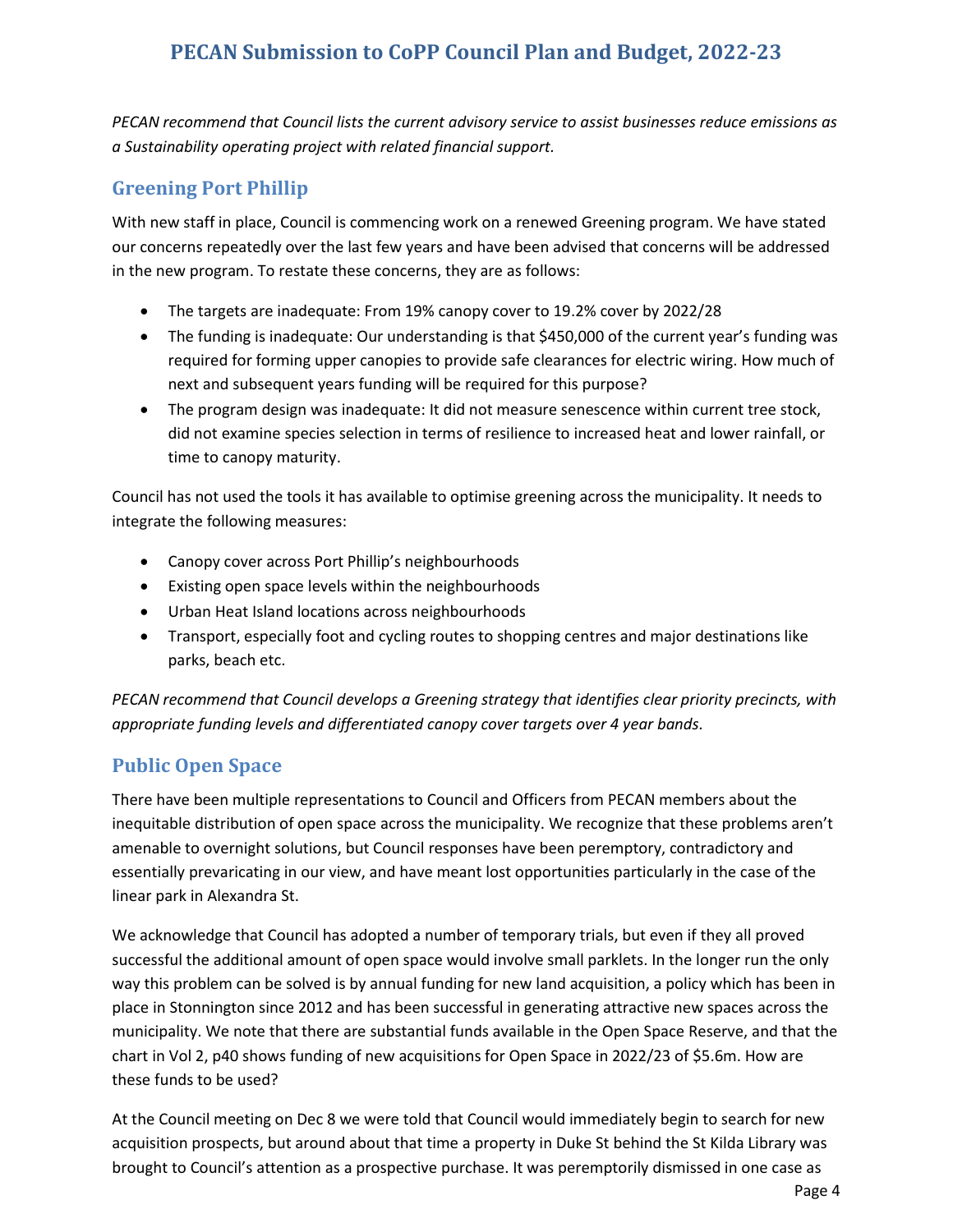*PECAN recommend that Council lists the current advisory service to assist businesses reduce emissions as a Sustainability operating project with related financial support.*

## Greening Port Phillip

With new staff in place, Council is commencing work on a renewed Greening program. We have stated our concerns repeatedly over the last few years and have been advised that concerns will be addressed in the new program. To restate these concerns, they are as follows:

- The targets are inadequate: From 19% canopy cover to 19.2% cover by 2022/28
- The funding is inadequate: Our understanding is that $450,000 of the current year's funding was required for forming upper canopies to provide safe clearances for electric wiring. How much of next and subsequent years funding will be required for this purpose?
- The program design was inadequate: It did not measure senescence within current tree stock, did not examine species selection in terms of resilience to increased heat and lower rainfall, or time to canopy maturity.

Council has not used the tools it has available to optimise greening across the municipality. It needs to integrate the following measures:

- Canopy cover across Port Phillip's neighbourhoods
- Existing open space levels within the neighbourhoods
- Urban Heat Island locations across neighbourhoods
- Transport, especially foot and cycling routes to shopping centres and major destinations like parks, beach etc.

*PECAN recommend that Council develops a Greening strategy that identifies clear priority precincts, with appropriate funding levels and differentiated canopy cover targets over 4 year bands.*

## Public Open Space

There have been multiple representations to Council and Officers from PECAN members about the inequitable distribution of open space across the municipality. We recognize that these problems aren't amenable to overnight solutions, but Council responses have been peremptory, contradictory and essentially prevaricating in our view, and have meant lost opportunities particularly in the case of the linear park in Alexandra St.

We acknowledge that Council has adopted a number of temporary trials, but even if they all proved successful the additional amount of open space would involve small parklets. In the longer run the only way this problem can be solved is by annual funding for new land acquisition, a policy which has been in place in Stonnington since 2012 and has been successful in generating attractive new spaces across the municipality. We note that there are substantial funds available in the Open Space Reserve, and that the chart in Vol 2, p40 shows funding of new acquisitions for Open Space in 2022/23 of $5.6m. How are these funds to be used?

At the Council meeting on Dec 8 we were told that Council would immediately begin to search for new acquisition prospects, but around about that time a property in Duke St behind the St Kilda Library was brought to Council's attention as a prospective purchase. It was peremptorily dismissed in one case as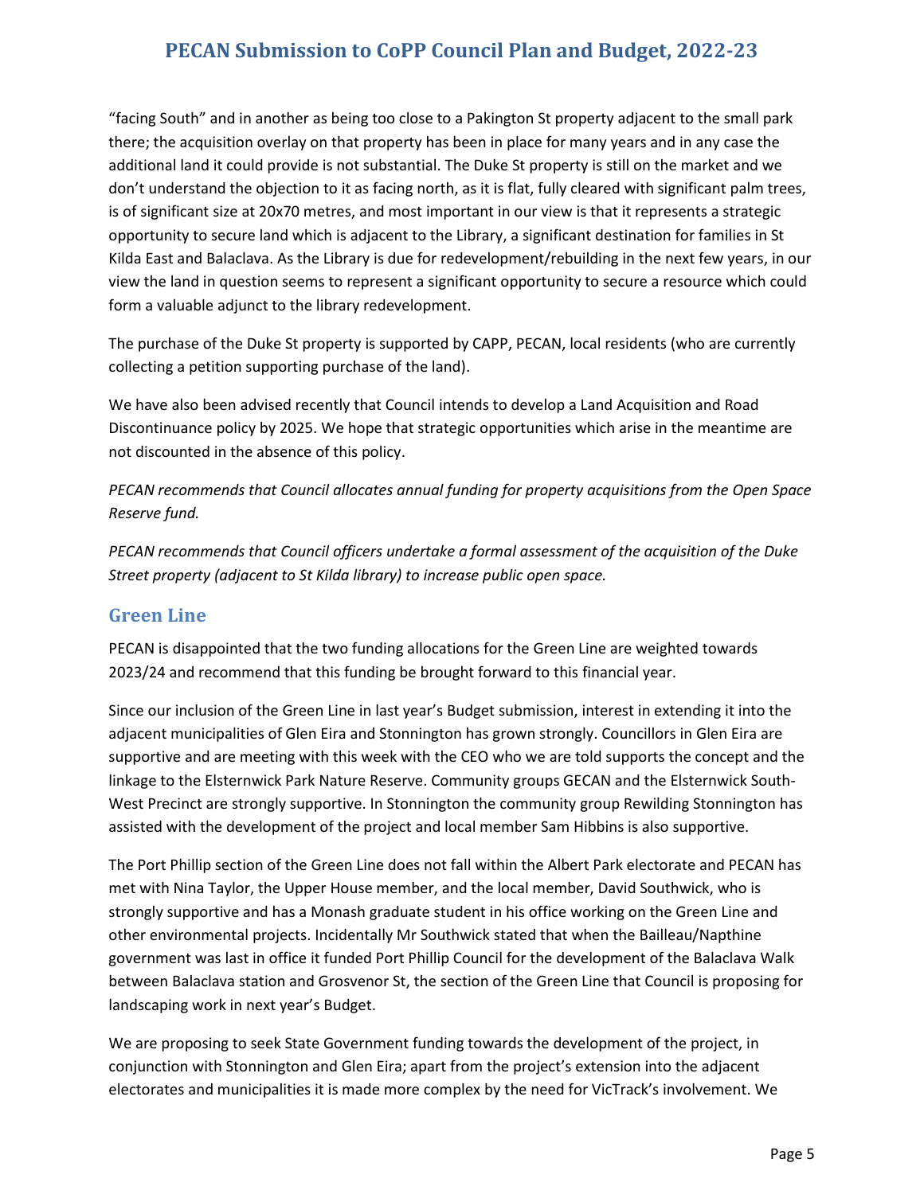"facing South" and in another as being too close to a Pakington St property adjacent to the small park there; the acquisition overlay on that property has been in place for many years and in any case the additional land it could provide is not substantial. The Duke St property is still on the market and we don't understand the objection to it as facing north, as it is flat, fully cleared with significant palm trees, is of significant size at 20x70 metres, and most important in our view is that it represents a strategic opportunity to secure land which is adjacent to the Library, a significant destination for families in St Kilda East and Balaclava. As the Library is due for redevelopment/rebuilding in the next few years, in our view the land in question seems to represent a significant opportunity to secure a resource which could form a valuable adjunct to the library redevelopment.

The purchase of the Duke St property is supported by CAPP, PECAN, local residents (who are currently collecting a petition supporting purchase of the land).

We have also been advised recently that Council intends to develop a Land Acquisition and Road Discontinuance policy by 2025. We hope that strategic opportunities which arise in the meantime are not discounted in the absence of this policy.

*PECAN recommends that Council allocates annual funding for property acquisitions from the Open Space Reserve fund.*

*PECAN recommends that Council officers undertake a formal assessment of the acquisition of the Duke Street property (adjacent to St Kilda library) to increase public open space.*

## Green Line

PECAN is disappointed that the two funding allocations for the Green Line are weighted towards 2023/24 and recommend that this funding be brought forward to this financial year.

Since our inclusion of the Green Line in last year's Budget submission, interest in extending it into the adjacent municipalities of Glen Eira and Stonnington has grown strongly. Councillors in Glen Eira are supportive and are meeting with this week with the CEO who we are told supports the concept and the linkage to the Elsternwick Park Nature Reserve. Community groups GECAN and the Elsternwick South-West Precinct are strongly supportive. In Stonnington the community group Rewilding Stonnington has assisted with the development of the project and local member Sam Hibbins is also supportive.

The Port Phillip section of the Green Line does not fall within the Albert Park electorate and PECAN has met with Nina Taylor, the Upper House member, and the local member, David Southwick, who is strongly supportive and has a Monash graduate student in his office working on the Green Line and other environmental projects. Incidentally Mr Southwick stated that when the Bailleau/Napthine government was last in office it funded Port Phillip Council for the development of the Balaclava Walk between Balaclava station and Grosvenor St, the section of the Green Line that Council is proposing for landscaping work in next year's Budget.

We are proposing to seek State Government funding towards the development of the project, in conjunction with Stonnington and Glen Eira; apart from the project's extension into the adjacent electorates and municipalities it is made more complex by the need for VicTrack's involvement. We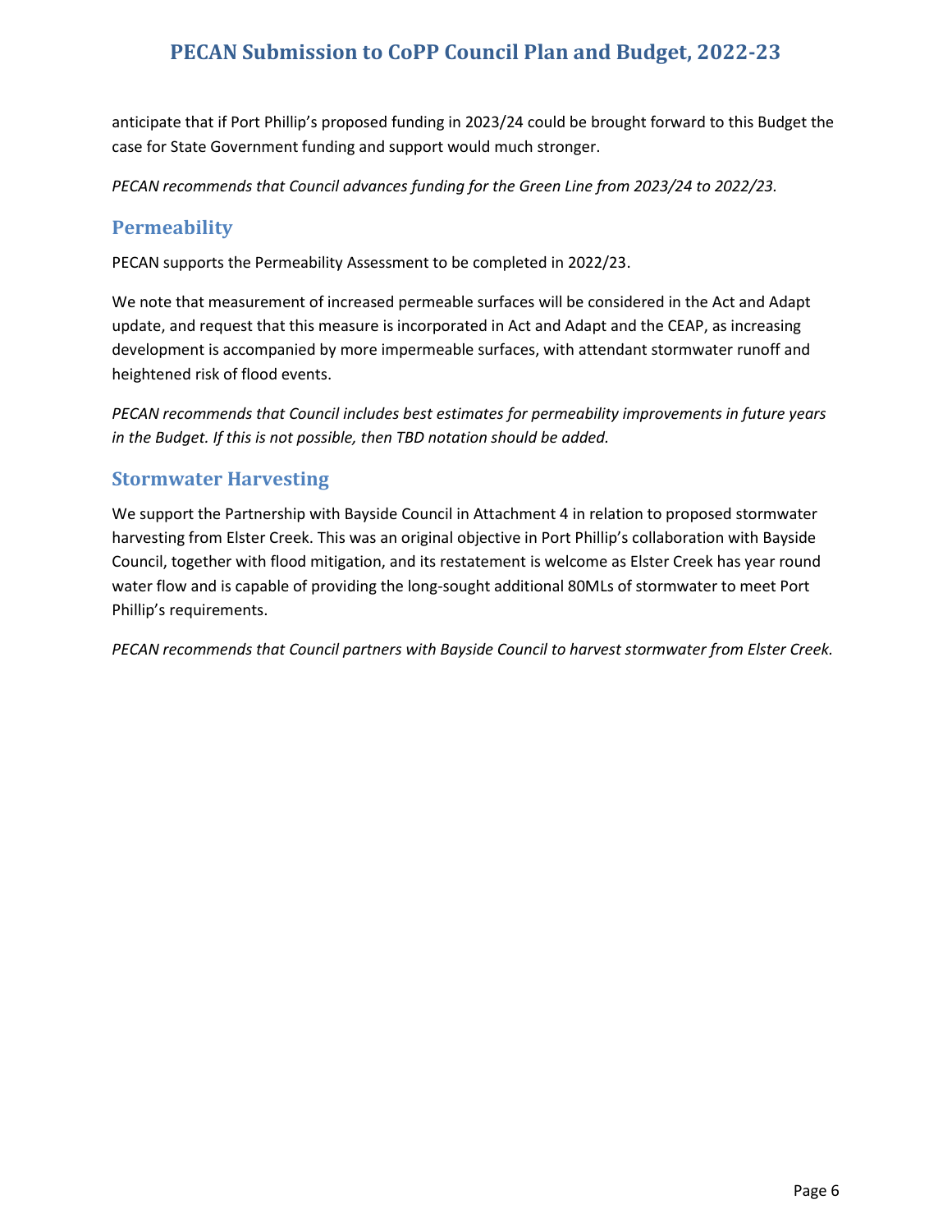anticipate that if Port Phillip's proposed funding in 2023/24 could be brought forward to this Budget the case for State Government funding and support would much stronger.

*PECAN recommends that Council advances funding for the Green Line from 2023/24 to 2022/23.*

## Permeability

PECAN supports the Permeability Assessment to be completed in 2022/23.

We note that measurement of increased permeable surfaces will be considered in the Act and Adapt update, and request that this measure is incorporated in Act and Adapt and the CEAP, as increasing development is accompanied by more impermeable surfaces, with attendant stormwater runoff and heightened risk of flood events.

*PECAN recommends that Council includes best estimates for permeability improvements in future years in the Budget. If this is not possible, then TBD notation should be added.*

## Stormwater Harvesting

We support the Partnership with Bayside Council in Attachment 4 in relation to proposed stormwater harvesting from Elster Creek. This was an original objective in Port Phillip's collaboration with Bayside Council, together with flood mitigation, and its restatement is welcome as Elster Creek has year round water flow and is capable of providing the long-sought additional 80MLs of stormwater to meet Port Phillip's requirements.

*PECAN recommends that Council partners with Bayside Council to harvest stormwater from Elster Creek.*